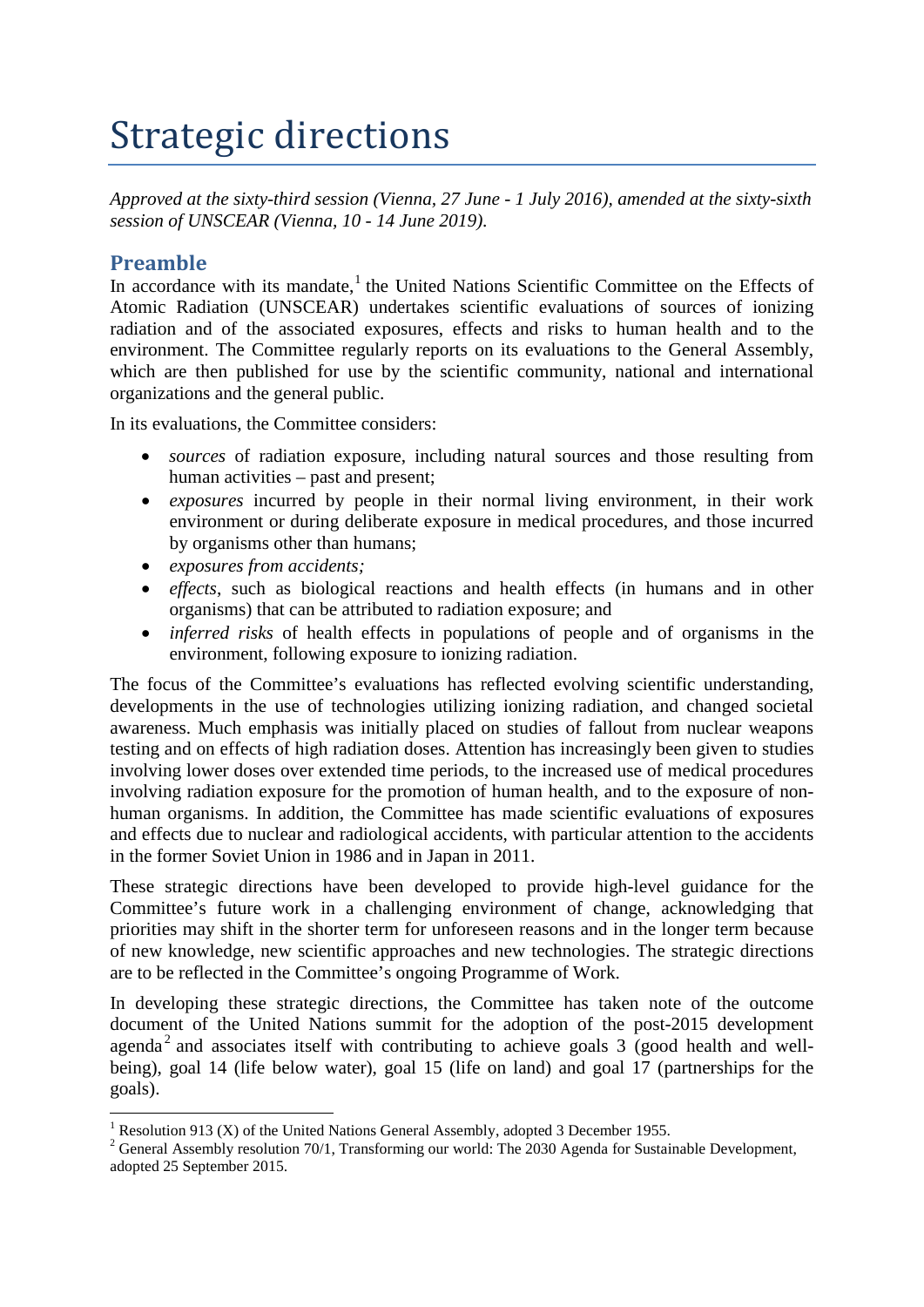# Strategic directions

*Approved at the sixty-third session (Vienna, 27 June - 1 July 2016), amended at the sixty-sixth session of UNSCEAR (Vienna, 10 - 14 June 2019).*

## Preamble

In accordance with its mandate,[1] the United Nations Scientific Committee on the Effects of Atomic Radiation (UNSCEAR) undertakes scientific evaluations of sources of ionizing radiation and of the associated exposures, effects and risks to human health and to the environment. The Committee regularly reports on its evaluations to the General Assembly, which are then published for use by the scientific community, national and international organizations and the general public.

In its evaluations, the Committee considers:

- *sources* of radiation exposure, including natural sources and those resulting from human activities – past and present;
- *exposures* incurred by people in their normal living environment, in their work environment or during deliberate exposure in medical procedures, and those incurred by organisms other than humans;
- *exposures from accidents;*
- *effects*, such as biological reactions and health effects (in humans and in other organisms) that can be attributed to radiation exposure; and
- *inferred risks* of health effects in populations of people and of organisms in the environment, following exposure to ionizing radiation.

The focus of the Committee's evaluations has reflected evolving scientific understanding, developments in the use of technologies utilizing ionizing radiation, and changed societal awareness. Much emphasis was initially placed on studies of fallout from nuclear weapons testing and on effects of high radiation doses. Attention has increasingly been given to studies involving lower doses over extended time periods, to the increased use of medical procedures involving radiation exposure for the promotion of human health, and to the exposure of non-human organisms. In addition, the Committee has made scientific evaluations of exposures and effects due to nuclear and radiological accidents, with particular attention to the accidents in the former Soviet Union in 1986 and in Japan in 2011.

These strategic directions have been developed to provide high-level guidance for the Committee's future work in a challenging environment of change, acknowledging that priorities may shift in the shorter term for unforeseen reasons and in the longer term because of new knowledge, new scientific approaches and new technologies. The strategic directions are to be reflected in the Committee's ongoing Programme of Work.

In developing these strategic directions, the Committee has taken note of the outcome document of the United Nations summit for the adoption of the post-2015 development agenda[2] and associates itself with contributing to achieve goals 3 (good health and well-being), goal 14 (life below water), goal 15 (life on land) and goal 17 (partnerships for the goals).

---

[1] Resolution 913 (X) of the United Nations General Assembly, adopted 3 December 1955.

[2] General Assembly resolution 70/1, Transforming our world: The 2030 Agenda for Sustainable Development, adopted 25 September 2015.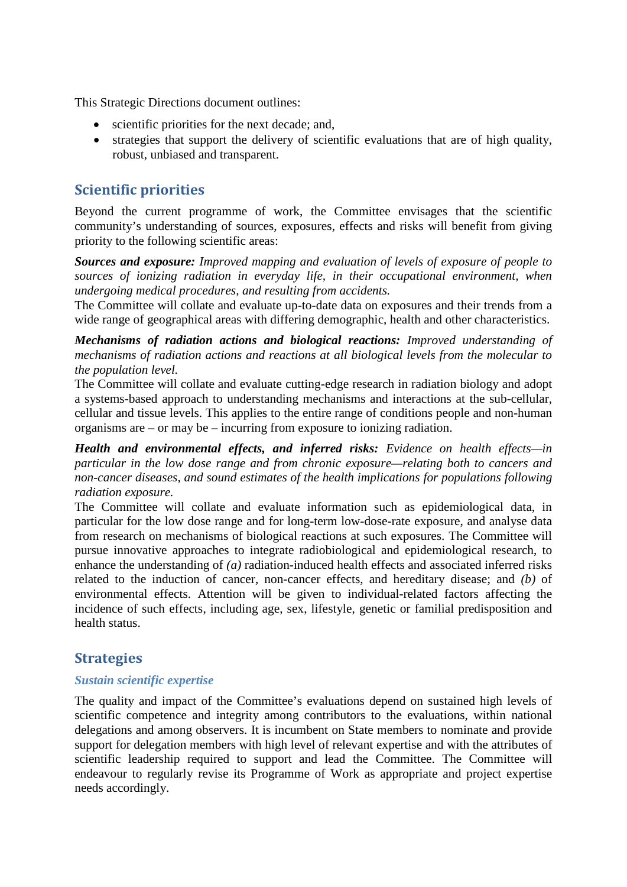This Strategic Directions document outlines:

- scientific priorities for the next decade; and,
- strategies that support the delivery of scientific evaluations that are of high quality, robust, unbiased and transparent.

## Scientific priorities

Beyond the current programme of work, the Committee envisages that the scientific community's understanding of sources, exposures, effects and risks will benefit from giving priority to the following scientific areas:

***Sources and exposure:*** *Improved mapping and evaluation of levels of exposure of people to sources of ionizing radiation in everyday life, in their occupational environment, when undergoing medical procedures, and resulting from accidents.*
The Committee will collate and evaluate up-to-date data on exposures and their trends from a wide range of geographical areas with differing demographic, health and other characteristics.

***Mechanisms of radiation actions and biological reactions:*** *Improved understanding of mechanisms of radiation actions and reactions at all biological levels from the molecular to the population level.*
The Committee will collate and evaluate cutting-edge research in radiation biology and adopt a systems-based approach to understanding mechanisms and interactions at the sub-cellular, cellular and tissue levels. This applies to the entire range of conditions people and non-human organisms are – or may be – incurring from exposure to ionizing radiation.

***Health and environmental effects, and inferred risks:*** *Evidence on health effects—in particular in the low dose range and from chronic exposure—relating both to cancers and non-cancer diseases, and sound estimates of the health implications for populations following radiation exposure.*
The Committee will collate and evaluate information such as epidemiological data, in particular for the low dose range and for long-term low-dose-rate exposure, and analyse data from research on mechanisms of biological reactions at such exposures. The Committee will pursue innovative approaches to integrate radiobiological and epidemiological research, to enhance the understanding of *(a)* radiation-induced health effects and associated inferred risks related to the induction of cancer, non-cancer effects, and hereditary disease; and *(b)* of environmental effects. Attention will be given to individual-related factors affecting the incidence of such effects, including age, sex, lifestyle, genetic or familial predisposition and health status.

## Strategies

### *Sustain scientific expertise*

The quality and impact of the Committee's evaluations depend on sustained high levels of scientific competence and integrity among contributors to the evaluations, within national delegations and among observers. It is incumbent on State members to nominate and provide support for delegation members with high level of relevant expertise and with the attributes of scientific leadership required to support and lead the Committee. The Committee will endeavour to regularly revise its Programme of Work as appropriate and project expertise needs accordingly.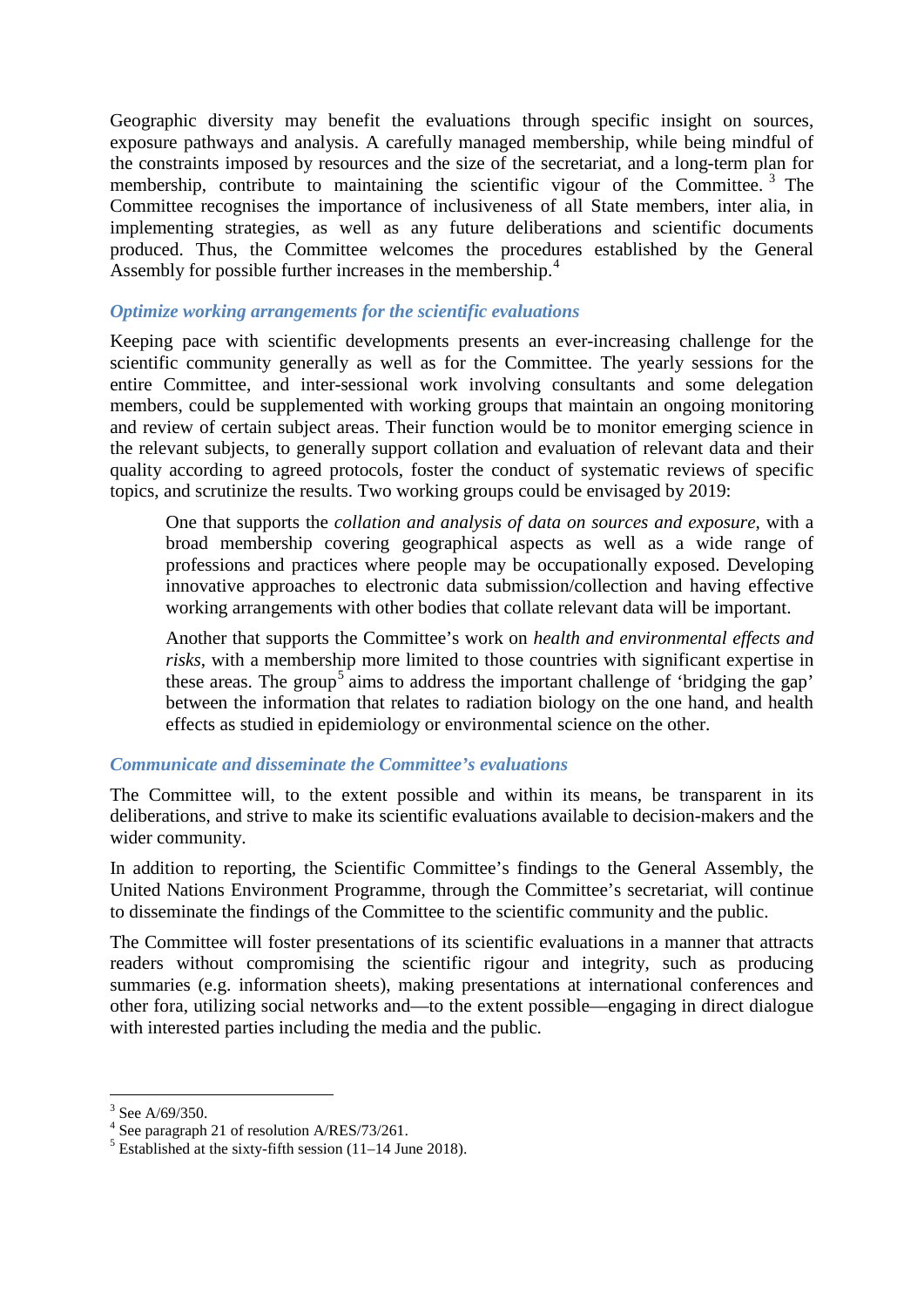Geographic diversity may benefit the evaluations through specific insight on sources, exposure pathways and analysis. A carefully managed membership, while being mindful of the constraints imposed by resources and the size of the secretariat, and a long-term plan for membership, contribute to maintaining the scientific vigour of the Committee.[3] The Committee recognises the importance of inclusiveness of all State members, inter alia, in implementing strategies, as well as any future deliberations and scientific documents produced. Thus, the Committee welcomes the procedures established by the General Assembly for possible further increases in the membership.[4]

### *Optimize working arrangements for the scientific evaluations*

Keeping pace with scientific developments presents an ever-increasing challenge for the scientific community generally as well as for the Committee. The yearly sessions for the entire Committee, and inter-sessional work involving consultants and some delegation members, could be supplemented with working groups that maintain an ongoing monitoring and review of certain subject areas. Their function would be to monitor emerging science in the relevant subjects, to generally support collation and evaluation of relevant data and their quality according to agreed protocols, foster the conduct of systematic reviews of specific topics, and scrutinize the results. Two working groups could be envisaged by 2019:

> One that supports the *collation and analysis of data on sources and exposure,* with a broad membership covering geographical aspects as well as a wide range of professions and practices where people may be occupationally exposed. Developing innovative approaches to electronic data submission/collection and having effective working arrangements with other bodies that collate relevant data will be important.
>
> Another that supports the Committee's work on *health and environmental effects and risks*, with a membership more limited to those countries with significant expertise in these areas. The group[5] aims to address the important challenge of 'bridging the gap' between the information that relates to radiation biology on the one hand, and health effects as studied in epidemiology or environmental science on the other.

### *Communicate and disseminate the Committee's evaluations*

The Committee will, to the extent possible and within its means, be transparent in its deliberations, and strive to make its scientific evaluations available to decision-makers and the wider community.

In addition to reporting, the Scientific Committee's findings to the General Assembly, the United Nations Environment Programme, through the Committee's secretariat, will continue to disseminate the findings of the Committee to the scientific community and the public.

The Committee will foster presentations of its scientific evaluations in a manner that attracts readers without compromising the scientific rigour and integrity, such as producing summaries (e.g. information sheets), making presentations at international conferences and other fora, utilizing social networks and—to the extent possible—engaging in direct dialogue with interested parties including the media and the public.

---

[3] See A/69/350.

[4] See paragraph 21 of resolution A/RES/73/261.

[5] Established at the sixty-fifth session (11–14 June 2018).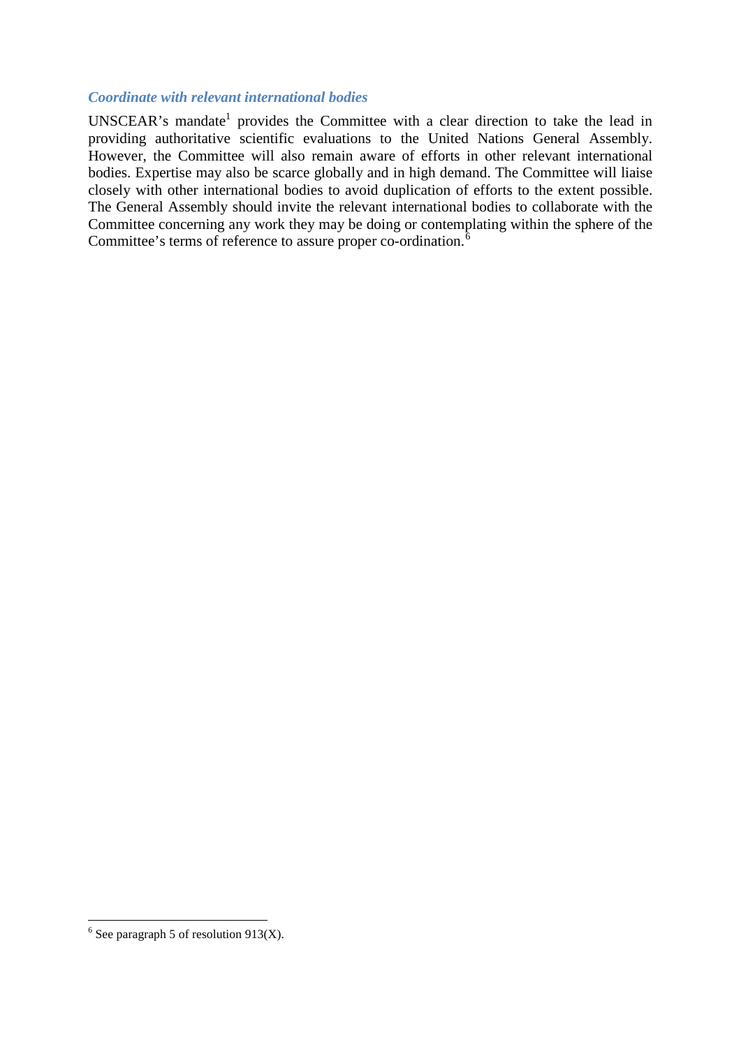### *Coordinate with relevant international bodies*

UNSCEAR's mandate[1] provides the Committee with a clear direction to take the lead in providing authoritative scientific evaluations to the United Nations General Assembly. However, the Committee will also remain aware of efforts in other relevant international bodies. Expertise may also be scarce globally and in high demand. The Committee will liaise closely with other international bodies to avoid duplication of efforts to the extent possible. The General Assembly should invite the relevant international bodies to collaborate with the Committee concerning any work they may be doing or contemplating within the sphere of the Committee's terms of reference to assure proper co-ordination.[6]

---

[6] See paragraph 5 of resolution 913(X).